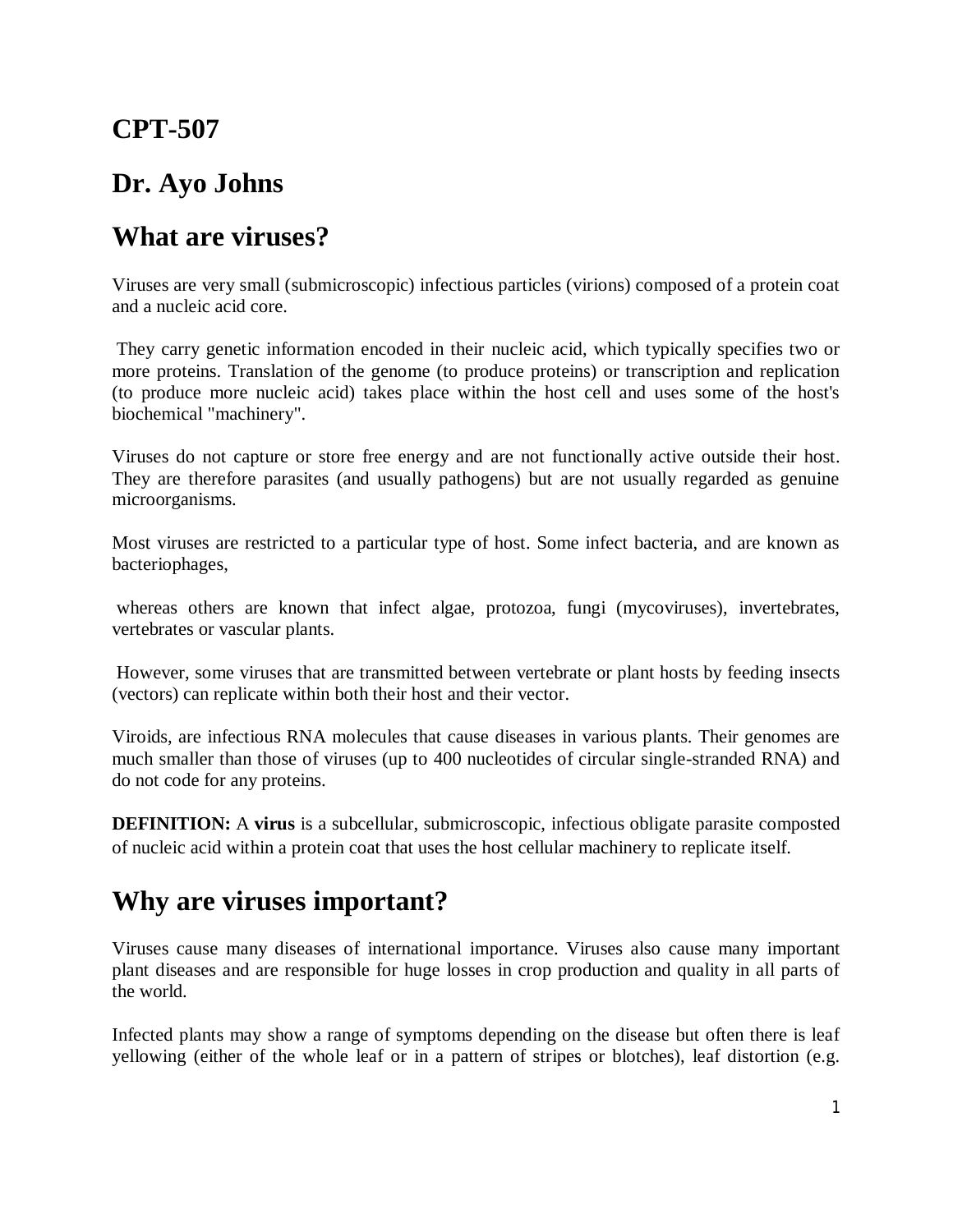# CPT-507

# Dr. Ayo Johns

## What are viruses?

Viruses are very small (submicroscopic) infectious particles (virions) composed of a protein coat and a nucleic acid core.

They carry genetic information encoded in their nucleic acid, which typically specifies two or more proteins. Translation of the genome (to produce proteins) or transcription and replication (to produce more nucleic acid) takes place within the host cell and uses some of the host's biochemical "machinery".

Viruses do not capture or store free energy and are not functionally active outside their host. They are therefore parasites (and usually pathogens) but are not usually regarded as genuine microorganisms.

Most viruses are restricted to a particular type of host. Some infect bacteria, and are known as bacteriophages,

whereas others are known that infect algae, protozoa, fungi (mycoviruses), invertebrates, vertebrates or vascular plants.

However, some viruses that are transmitted between vertebrate or plant hosts by feeding insects (vectors) can replicate within both their host and their vector.

Viroids, are infectious RNA molecules that cause diseases in various plants. Their genomes are much smaller than those of viruses (up to 400 nucleotides of circular single-stranded RNA) and do not code for any proteins.

**DEFINITION:** A **virus** is a subcellular, submicroscopic, infectious obligate parasite composted of nucleic acid within a protein coat that uses the host cellular machinery to replicate itself.

## Why are viruses important?

Viruses cause many diseases of international importance. Viruses also cause many important plant diseases and are responsible for huge losses in crop production and quality in all parts of the world.

Infected plants may show a range of symptoms depending on the disease but often there is leaf yellowing (either of the whole leaf or in a pattern of stripes or blotches), leaf distortion (e.g.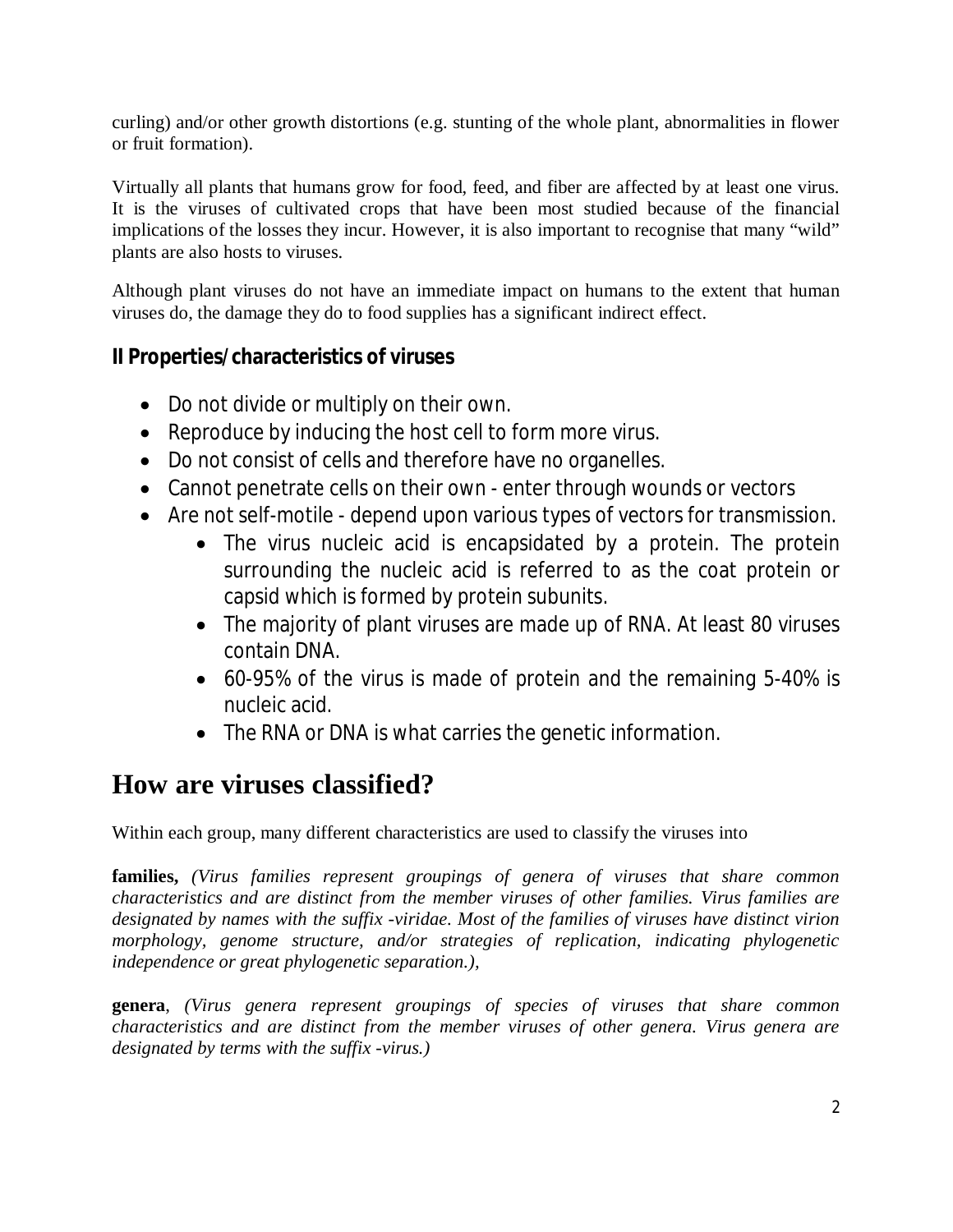curling) and/or other growth distortions (e.g. stunting of the whole plant, abnormalities in flower or fruit formation).

Virtually all plants that humans grow for food, feed, and fiber are affected by at least one virus. It is the viruses of cultivated crops that have been most studied because of the financial implications of the losses they incur. However, it is also important to recognise that many "wild" plants are also hosts to viruses.

Although plant viruses do not have an immediate impact on humans to the extent that human viruses do, the damage they do to food supplies has a significant indirect effect.

### II Properties/characteristics of viruses

- Do not divide or multiply on their own.
- Reproduce by inducing the host cell to form more virus.
- Do not consist of cells and therefore have no organelles.
- Cannot penetrate cells on their own - enter through wounds or vectors
- Are not self-motile - depend upon various types of vectors for transmission.
    - The virus nucleic acid is encapsidated by a protein. The protein surrounding the nucleic acid is referred to as the coat protein or capsid which is formed by protein subunits.
    - The majority of plant viruses are made up of RNA. At least 80 viruses contain DNA.
    - 60-95% of the virus is made of protein and the remaining 5-40% is nucleic acid.
    - The RNA or DNA is what carries the genetic information.

## How are viruses classified?

Within each group, many different characteristics are used to classify the viruses into

**families,** *(Virus families represent groupings of genera of viruses that share common characteristics and are distinct from the member viruses of other families. Virus families are designated by names with the suffix -viridae. Most of the families of viruses have distinct virion morphology, genome structure, and/or strategies of replication, indicating phylogenetic independence or great phylogenetic separation.),*

**genera**, *(Virus genera represent groupings of species of viruses that share common characteristics and are distinct from the member viruses of other genera. Virus genera are designated by terms with the suffix -virus.)*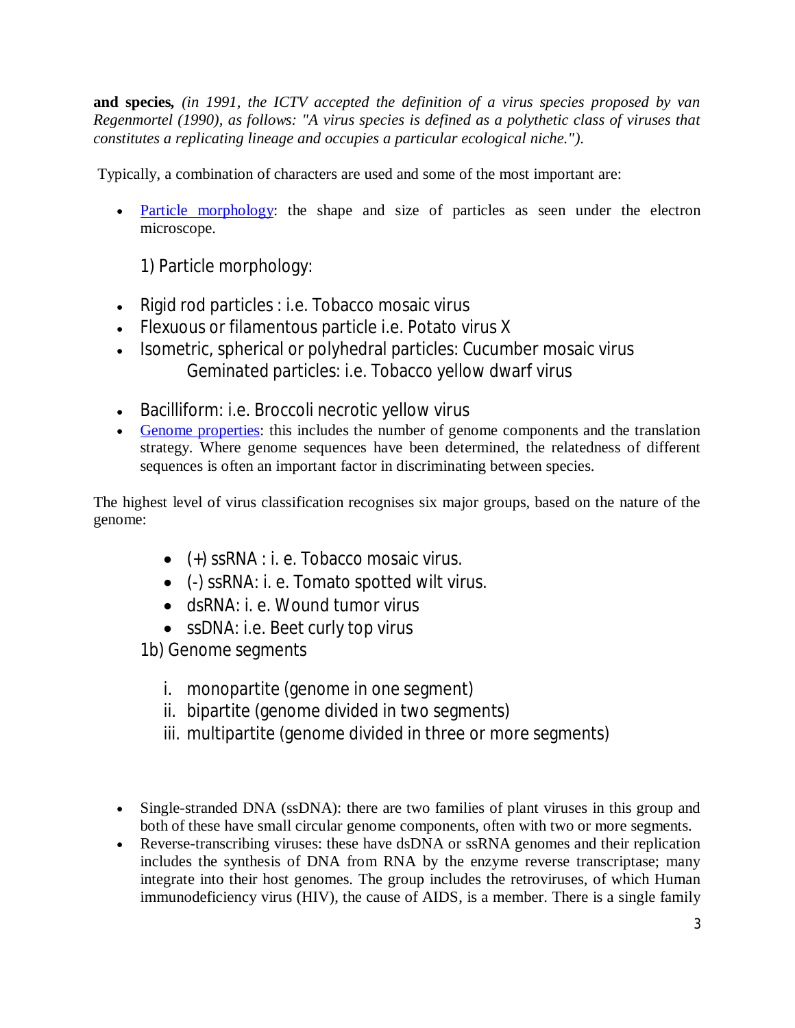**and species,** *(in 1991, the ICTV accepted the definition of a virus species proposed by van Regenmortel (1990), as follows: "A virus species is defined as a polythetic class of viruses that constitutes a replicating lineage and occupies a particular ecological niche.").*

Typically, a combination of characters are used and some of the most important are:

- [Particle morphology](): the shape and size of particles as seen under the electron microscope.

  1) Particle morphology:

- Rigid rod particles : i.e. Tobacco mosaic virus
- Flexuous or filamentous particle i.e. Potato virus X
- Isometric, spherical or polyhedral particles: Cucumber mosaic virus
  Geminated particles: i.e. Tobacco yellow dwarf virus
- Bacilliform: i.e. Broccoli necrotic yellow virus
- [Genome properties](): this includes the number of genome components and the translation strategy. Where genome sequences have been determined, the relatedness of different sequences is often an important factor in discriminating between species.

The highest level of virus classification recognises six major groups, based on the nature of the genome:

- (+) ssRNA : i. e. Tobacco mosaic virus.
- (-) ssRNA: i. e. Tomato spotted wilt virus.
- dsRNA: i. e. Wound tumor virus
- ssDNA: i.e. Beet curly top virus

1b) Genome segments

i. monopartite (genome in one segment)
ii. bipartite (genome divided in two segments)
iii. multipartite (genome divided in three or more segments)

- Single-stranded DNA (ssDNA): there are two families of plant viruses in this group and both of these have small circular genome components, often with two or more segments.
- Reverse-transcribing viruses: these have dsDNA or ssRNA genomes and their replication includes the synthesis of DNA from RNA by the enzyme reverse transcriptase; many integrate into their host genomes. The group includes the retroviruses, of which Human immunodeficiency virus (HIV), the cause of AIDS, is a member. There is a single family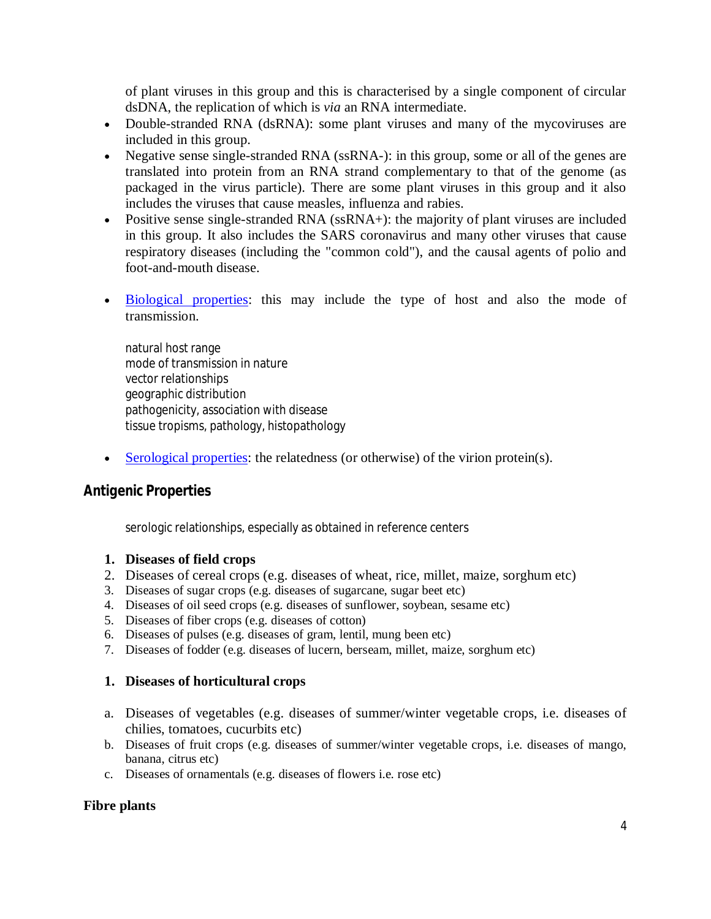of plant viruses in this group and this is characterised by a single component of circular dsDNA, the replication of which is *via* an RNA intermediate.

- Double-stranded RNA (dsRNA): some plant viruses and many of the mycoviruses are included in this group.
- Negative sense single-stranded RNA (ssRNA-): in this group, some or all of the genes are translated into protein from an RNA strand complementary to that of the genome (as packaged in the virus particle). There are some plant viruses in this group and it also includes the viruses that cause measles, influenza and rabies.
- Positive sense single-stranded RNA (ssRNA+): the majority of plant viruses are included in this group. It also includes the SARS coronavirus and many other viruses that cause respiratory diseases (including the "common cold"), and the causal agents of polio and foot-and-mouth disease.

- Biological properties: this may include the type of host and also the mode of transmission.

  natural host range
  mode of transmission in nature
  vector relationships
  geographic distribution
  pathogenicity, association with disease
  tissue tropisms, pathology, histopathology

- Serological properties: the relatedness (or otherwise) of the virion protein(s).

## Antigenic Properties

serologic relationships, especially as obtained in reference centers

1. **Diseases of field crops**
2. Diseases of cereal crops (e.g. diseases of wheat, rice, millet, maize, sorghum etc)
3. Diseases of sugar crops (e.g. diseases of sugarcane, sugar beet etc)
4. Diseases of oil seed crops (e.g. diseases of sunflower, soybean, sesame etc)
5. Diseases of fiber crops (e.g. diseases of cotton)
6. Diseases of pulses (e.g. diseases of gram, lentil, mung been etc)
7. Diseases of fodder (e.g. diseases of lucern, berseam, millet, maize, sorghum etc)

1. **Diseases of horticultural crops**

a. Diseases of vegetables (e.g. diseases of summer/winter vegetable crops, i.e. diseases of chilies, tomatoes, cucurbits etc)
b. Diseases of fruit crops (e.g. diseases of summer/winter vegetable crops, i.e. diseases of mango, banana, citrus etc)
c. Diseases of ornamentals (e.g. diseases of flowers i.e. rose etc)

**Fibre plants**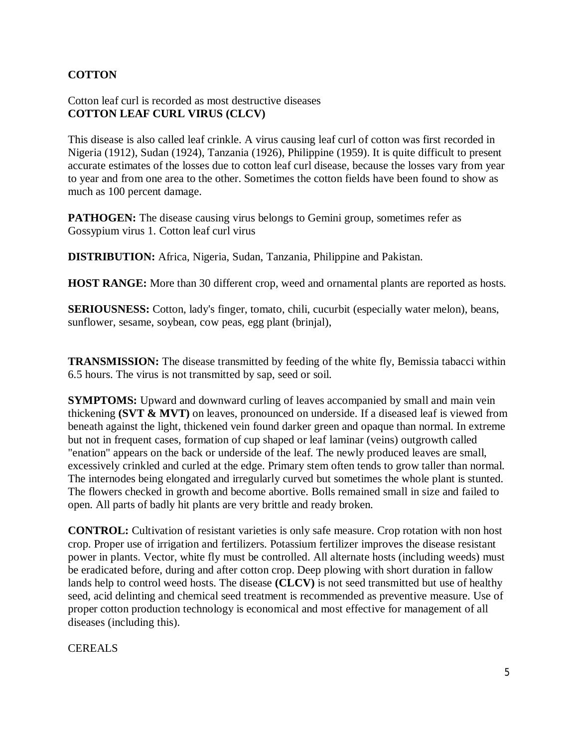## COTTON

Cotton leaf curl is recorded as most destructive diseases
**COTTON LEAF CURL VIRUS (CLCV)**

This disease is also called leaf crinkle. A virus causing leaf curl of cotton was first recorded in Nigeria (1912), Sudan (1924), Tanzania (1926), Philippine (1959). It is quite difficult to present accurate estimates of the losses due to cotton leaf curl disease, because the losses vary from year to year and from one area to the other. Sometimes the cotton fields have been found to show as much as 100 percent damage.

**PATHOGEN:** The disease causing virus belongs to Gemini group, sometimes refer as Gossypium virus 1. Cotton leaf curl virus

**DISTRIBUTION:** Africa, Nigeria, Sudan, Tanzania, Philippine and Pakistan.

**HOST RANGE:** More than 30 different crop, weed and ornamental plants are reported as hosts.

**SERIOUSNESS:** Cotton, lady's finger, tomato, chili, cucurbit (especially water melon), beans, sunflower, sesame, soybean, cow peas, egg plant (brinjal),

**TRANSMISSION:** The disease transmitted by feeding of the white fly, Bemissia tabacci within 6.5 hours. The virus is not transmitted by sap, seed or soil.

**SYMPTOMS:** Upward and downward curling of leaves accompanied by small and main vein thickening **(SVT & MVT)** on leaves, pronounced on underside. If a diseased leaf is viewed from beneath against the light, thickened vein found darker green and opaque than normal. In extreme but not in frequent cases, formation of cup shaped or leaf laminar (veins) outgrowth called "enation" appears on the back or underside of the leaf. The newly produced leaves are small, excessively crinkled and curled at the edge. Primary stem often tends to grow taller than normal. The internodes being elongated and irregularly curved but sometimes the whole plant is stunted. The flowers checked in growth and become abortive. Bolls remained small in size and failed to open. All parts of badly hit plants are very brittle and ready broken.

**CONTROL:** Cultivation of resistant varieties is only safe measure. Crop rotation with non host crop. Proper use of irrigation and fertilizers. Potassium fertilizer improves the disease resistant power in plants. Vector, white fly must be controlled. All alternate hosts (including weeds) must be eradicated before, during and after cotton crop. Deep plowing with short duration in fallow lands help to control weed hosts. The disease **(CLCV)** is not seed transmitted but use of healthy seed, acid delinting and chemical seed treatment is recommended as preventive measure. Use of proper cotton production technology is economical and most effective for management of all diseases (including this).

CEREALS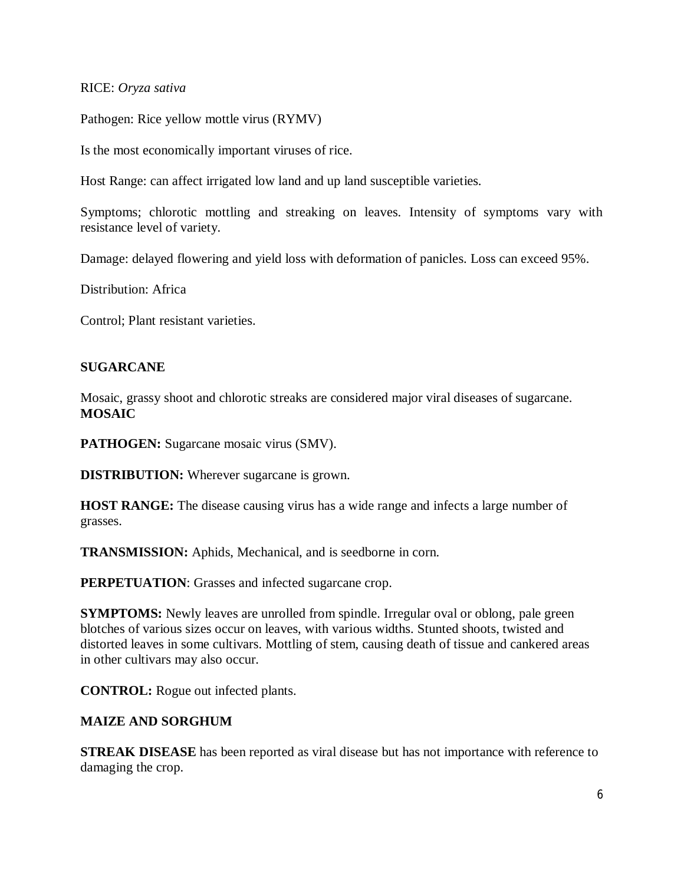RICE: *Oryza sativa*

Pathogen: Rice yellow mottle virus (RYMV)

Is the most economically important viruses of rice.

Host Range: can affect irrigated low land and up land susceptible varieties.

Symptoms; chlorotic mottling and streaking on leaves. Intensity of symptoms vary with resistance level of variety.

Damage: delayed flowering and yield loss with deformation of panicles. Loss can exceed 95%.

Distribution: Africa

Control; Plant resistant varieties.

## SUGARCANE

Mosaic, grassy shoot and chlorotic streaks are considered major viral diseases of sugarcane.

### MOSAIC

**PATHOGEN:** Sugarcane mosaic virus (SMV).

**DISTRIBUTION:** Wherever sugarcane is grown.

**HOST RANGE:** The disease causing virus has a wide range and infects a large number of grasses.

**TRANSMISSION:** Aphids, Mechanical, and is seedborne in corn.

**PERPETUATION**: Grasses and infected sugarcane crop.

**SYMPTOMS:** Newly leaves are unrolled from spindle. Irregular oval or oblong, pale green blotches of various sizes occur on leaves, with various widths. Stunted shoots, twisted and distorted leaves in some cultivars. Mottling of stem, causing death of tissue and cankered areas in other cultivars may also occur.

**CONTROL:** Rogue out infected plants.

## MAIZE AND SORGHUM

**STREAK DISEASE** has been reported as viral disease but has not importance with reference to damaging the crop.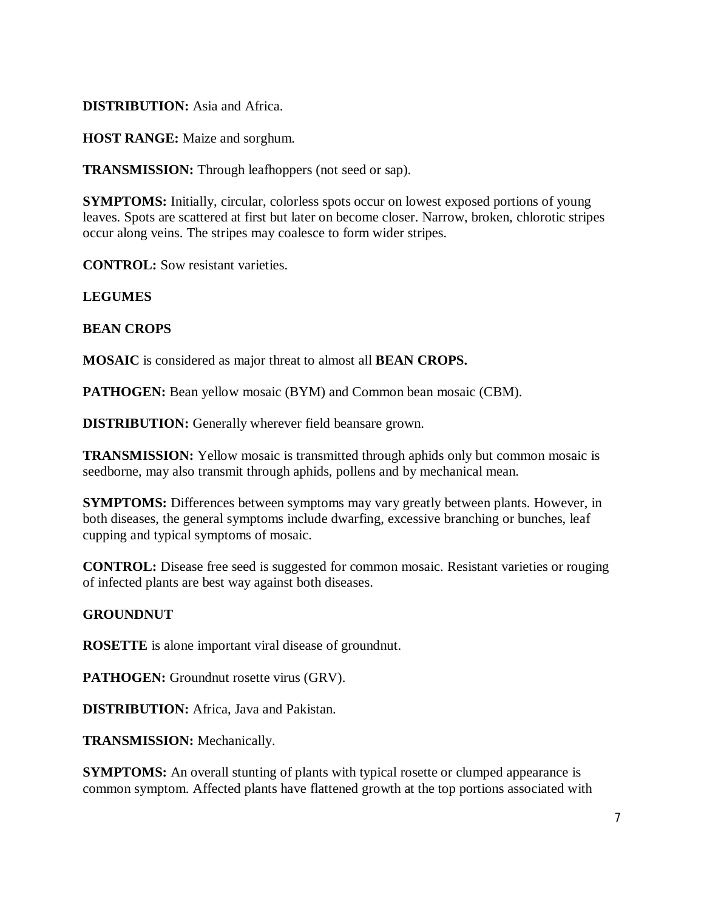**DISTRIBUTION:** Asia and Africa.

**HOST RANGE:** Maize and sorghum.

**TRANSMISSION:** Through leafhoppers (not seed or sap).

**SYMPTOMS:** Initially, circular, colorless spots occur on lowest exposed portions of young leaves. Spots are scattered at first but later on become closer. Narrow, broken, chlorotic stripes occur along veins. The stripes may coalesce to form wider stripes.

**CONTROL:** Sow resistant varieties.

**LEGUMES**

**BEAN CROPS**

**MOSAIC** is considered as major threat to almost all **BEAN CROPS.**

**PATHOGEN:** Bean yellow mosaic (BYM) and Common bean mosaic (CBM).

**DISTRIBUTION:** Generally wherever field beansare grown.

**TRANSMISSION:** Yellow mosaic is transmitted through aphids only but common mosaic is seedborne, may also transmit through aphids, pollens and by mechanical mean.

**SYMPTOMS:** Differences between symptoms may vary greatly between plants. However, in both diseases, the general symptoms include dwarfing, excessive branching or bunches, leaf cupping and typical symptoms of mosaic.

**CONTROL:** Disease free seed is suggested for common mosaic. Resistant varieties or rouging of infected plants are best way against both diseases.

**GROUNDNUT**

**ROSETTE** is alone important viral disease of groundnut.

**PATHOGEN:** Groundnut rosette virus (GRV).

**DISTRIBUTION:** Africa, Java and Pakistan.

**TRANSMISSION:** Mechanically.

**SYMPTOMS:** An overall stunting of plants with typical rosette or clumped appearance is common symptom. Affected plants have flattened growth at the top portions associated with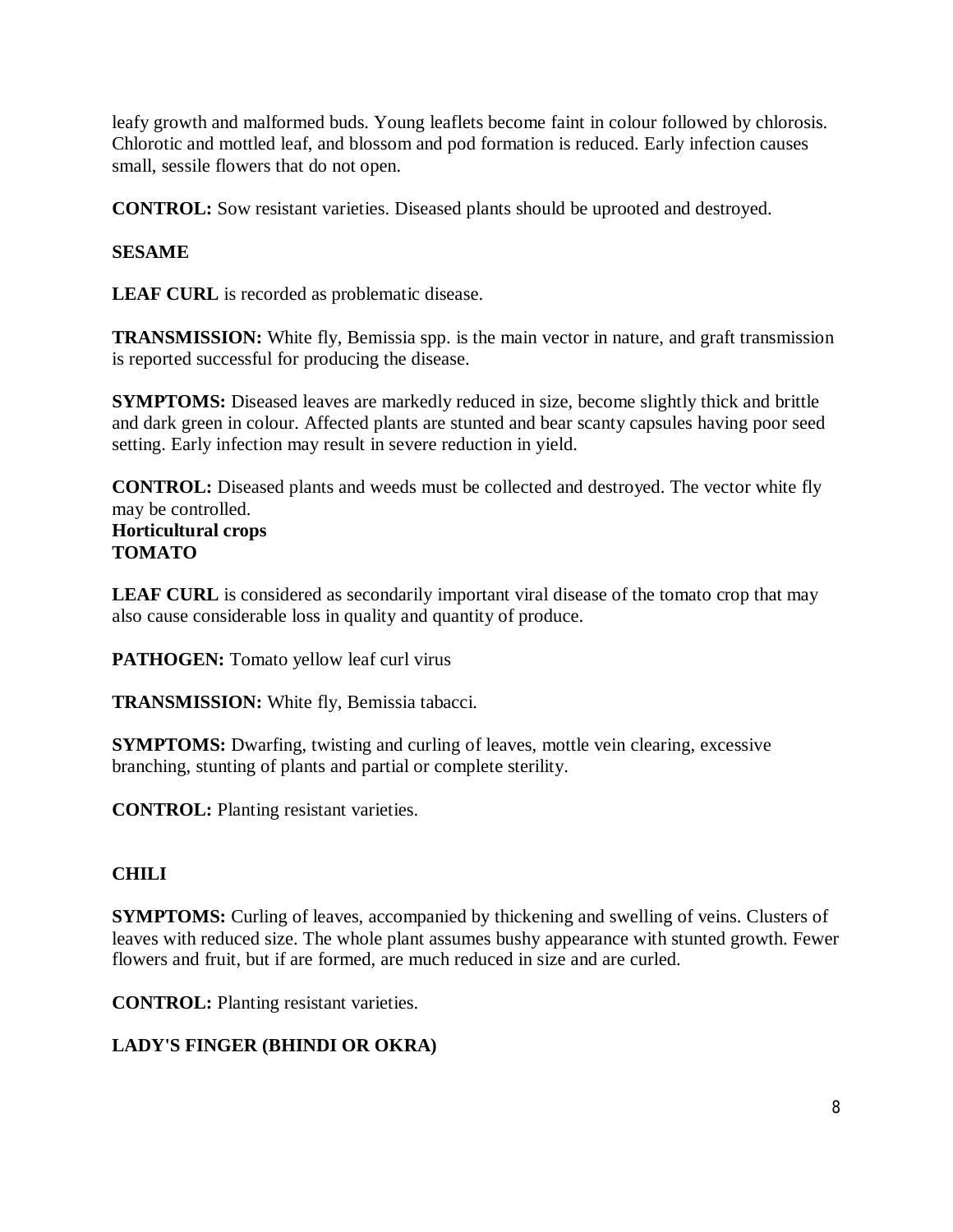leafy growth and malformed buds. Young leaflets become faint in colour followed by chlorosis. Chlorotic and mottled leaf, and blossom and pod formation is reduced. Early infection causes small, sessile flowers that do not open.

**CONTROL:** Sow resistant varieties. Diseased plants should be uprooted and destroyed.

**SESAME**

**LEAF CURL** is recorded as problematic disease.

**TRANSMISSION:** White fly, Bemissia spp. is the main vector in nature, and graft transmission is reported successful for producing the disease.

**SYMPTOMS:** Diseased leaves are markedly reduced in size, become slightly thick and brittle and dark green in colour. Affected plants are stunted and bear scanty capsules having poor seed setting. Early infection may result in severe reduction in yield.

**CONTROL:** Diseased plants and weeds must be collected and destroyed. The vector white fly may be controlled.

**Horticultural crops**

**TOMATO**

**LEAF CURL** is considered as secondarily important viral disease of the tomato crop that may also cause considerable loss in quality and quantity of produce.

**PATHOGEN:** Tomato yellow leaf curl virus

**TRANSMISSION:** White fly, Bemissia tabacci.

**SYMPTOMS:** Dwarfing, twisting and curling of leaves, mottle vein clearing, excessive branching, stunting of plants and partial or complete sterility.

**CONTROL:** Planting resistant varieties.

**CHILI**

**SYMPTOMS:** Curling of leaves, accompanied by thickening and swelling of veins. Clusters of leaves with reduced size. The whole plant assumes bushy appearance with stunted growth. Fewer flowers and fruit, but if are formed, are much reduced in size and are curled.

**CONTROL:** Planting resistant varieties.

**LADY'S FINGER (BHINDI OR OKRA)**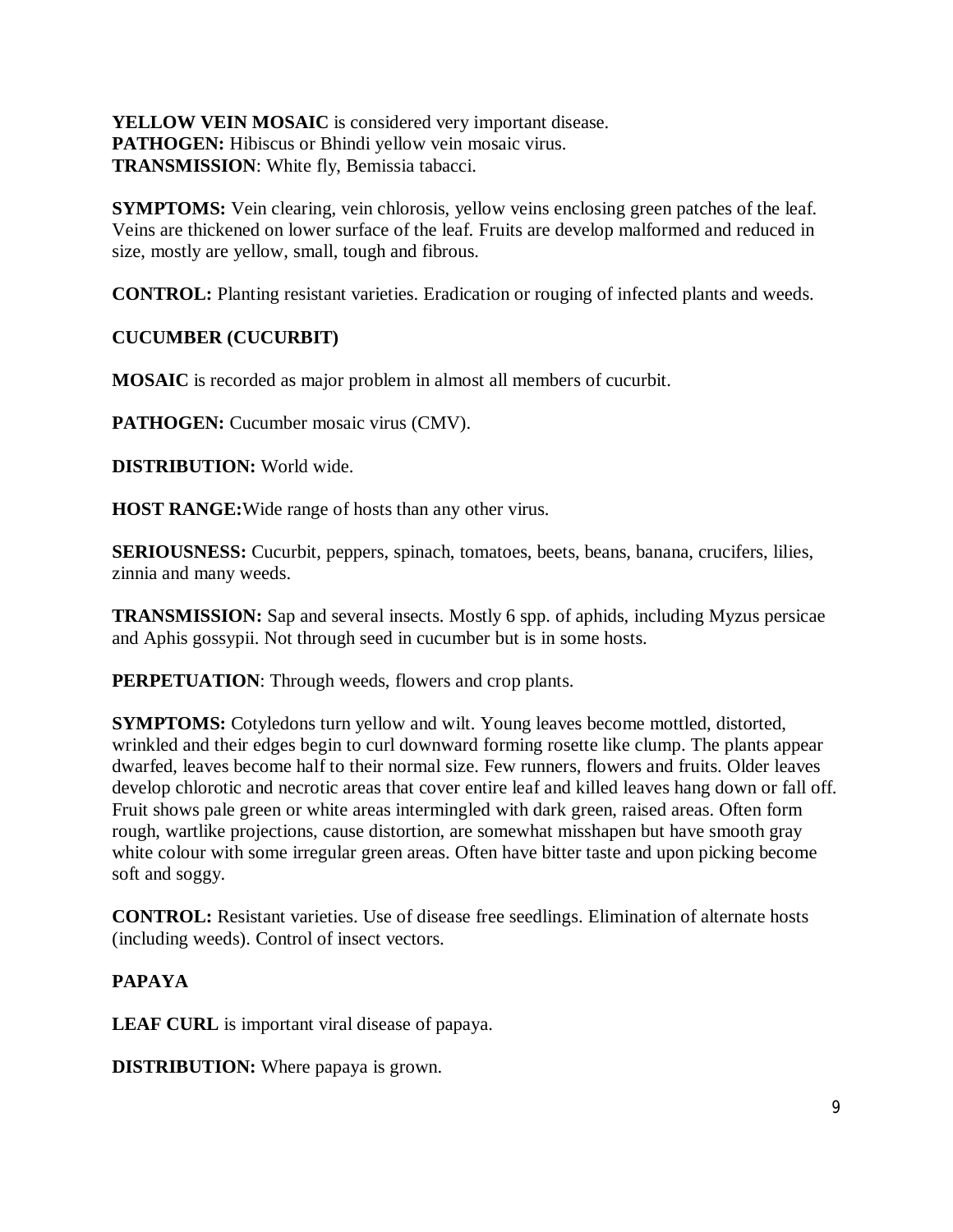**YELLOW VEIN MOSAIC** is considered very important disease.
**PATHOGEN:** Hibiscus or Bhindi yellow vein mosaic virus.
**TRANSMISSION**: White fly, Bemissia tabacci.

**SYMPTOMS:** Vein clearing, vein chlorosis, yellow veins enclosing green patches of the leaf. Veins are thickened on lower surface of the leaf. Fruits are develop malformed and reduced in size, mostly are yellow, small, tough and fibrous.

**CONTROL:** Planting resistant varieties. Eradication or rouging of infected plants and weeds.

**CUCUMBER (CUCURBIT)**

**MOSAIC** is recorded as major problem in almost all members of cucurbit.

**PATHOGEN:** Cucumber mosaic virus (CMV).

**DISTRIBUTION:** World wide.

**HOST RANGE:**Wide range of hosts than any other virus.

**SERIOUSNESS:** Cucurbit, peppers, spinach, tomatoes, beets, beans, banana, crucifers, lilies, zinnia and many weeds.

**TRANSMISSION:** Sap and several insects. Mostly 6 spp. of aphids, including Myzus persicae and Aphis gossypii. Not through seed in cucumber but is in some hosts.

**PERPETUATION**: Through weeds, flowers and crop plants.

**SYMPTOMS:** Cotyledons turn yellow and wilt. Young leaves become mottled, distorted, wrinkled and their edges begin to curl downward forming rosette like clump. The plants appear dwarfed, leaves become half to their normal size. Few runners, flowers and fruits. Older leaves develop chlorotic and necrotic areas that cover entire leaf and killed leaves hang down or fall off. Fruit shows pale green or white areas intermingled with dark green, raised areas. Often form rough, wartlike projections, cause distortion, are somewhat misshapen but have smooth gray white colour with some irregular green areas. Often have bitter taste and upon picking become soft and soggy.

**CONTROL:** Resistant varieties. Use of disease free seedlings. Elimination of alternate hosts (including weeds). Control of insect vectors.

**PAPAYA**

**LEAF CURL** is important viral disease of papaya.

**DISTRIBUTION:** Where papaya is grown.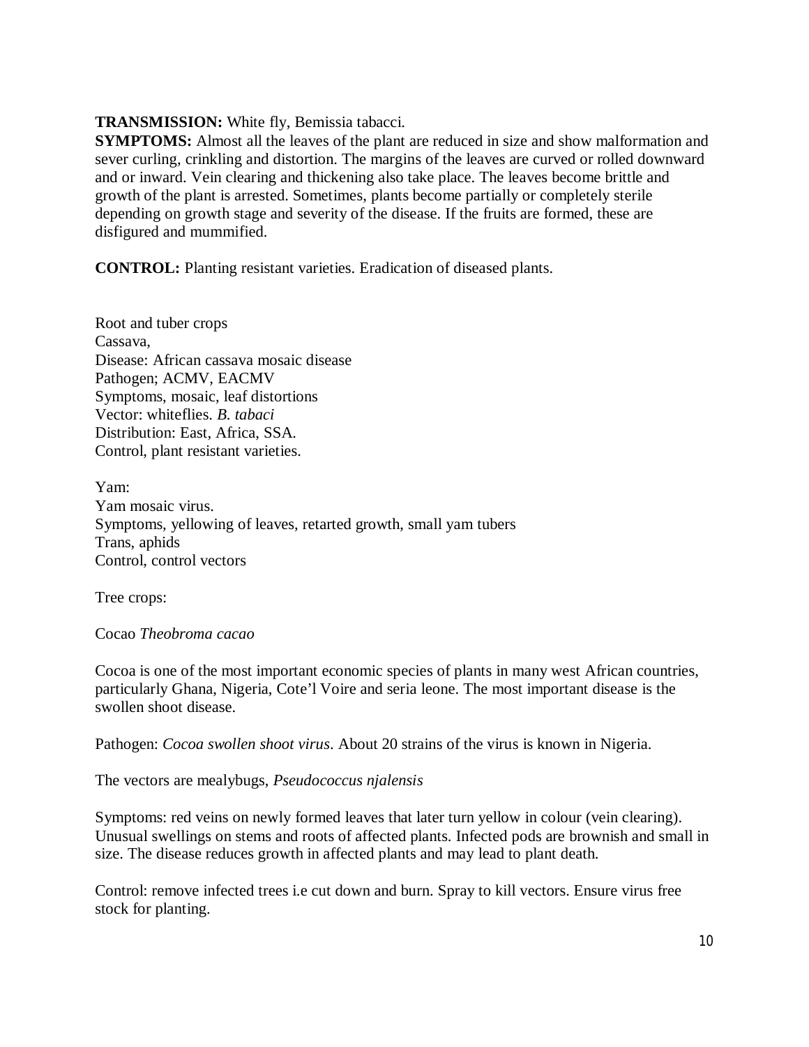**TRANSMISSION:** White fly, Bemissia tabacci.
**SYMPTOMS:** Almost all the leaves of the plant are reduced in size and show malformation and sever curling, crinkling and distortion. The margins of the leaves are curved or rolled downward and or inward. Vein clearing and thickening also take place. The leaves become brittle and growth of the plant is arrested. Sometimes, plants become partially or completely sterile depending on growth stage and severity of the disease. If the fruits are formed, these are disfigured and mummified.

**CONTROL:** Planting resistant varieties. Eradication of diseased plants.

Root and tuber crops
Cassava,
Disease: African cassava mosaic disease
Pathogen; ACMV, EACMV
Symptoms, mosaic, leaf distortions
Vector: whiteflies. *B. tabaci*
Distribution: East, Africa, SSA.
Control, plant resistant varieties.

Yam:
Yam mosaic virus.
Symptoms, yellowing of leaves, retarted growth, small yam tubers
Trans, aphids
Control, control vectors

Tree crops:

Cocao *Theobroma cacao*

Cocoa is one of the most important economic species of plants in many west African countries, particularly Ghana, Nigeria, Cote'l Voire and seria leone. The most important disease is the swollen shoot disease.

Pathogen: *Cocoa swollen shoot virus*. About 20 strains of the virus is known in Nigeria.

The vectors are mealybugs, *Pseudococcus njalensis*

Symptoms: red veins on newly formed leaves that later turn yellow in colour (vein clearing). Unusual swellings on stems and roots of affected plants. Infected pods are brownish and small in size. The disease reduces growth in affected plants and may lead to plant death.

Control: remove infected trees i.e cut down and burn. Spray to kill vectors. Ensure virus free stock for planting.